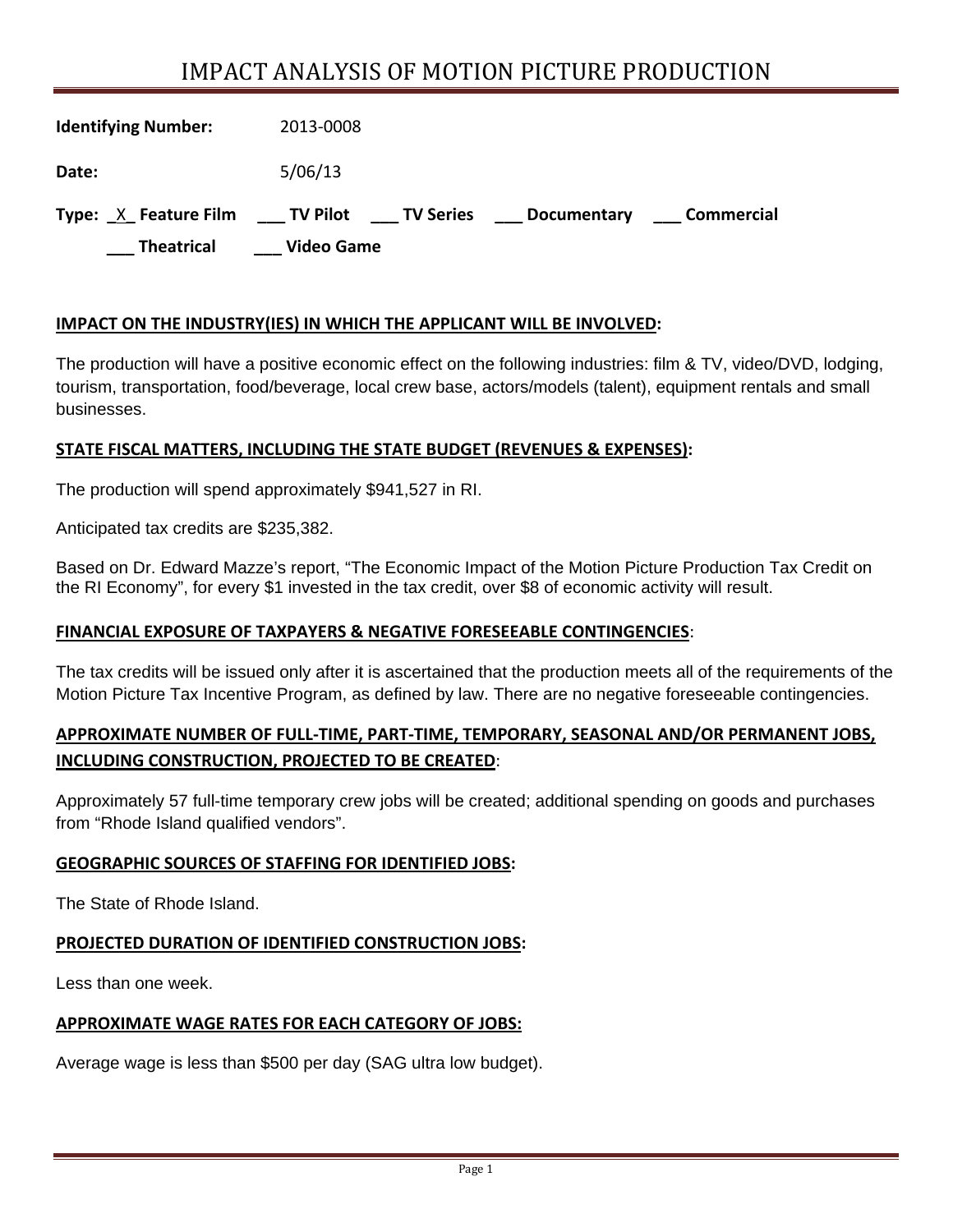# IMPACT ANALYSIS OF MOTION PICTURE PRODUCTION

**Identifying Number:** 2013-0008

**Date:** 5/06/13

**Type:** _X_ **Feature Film** ___ **TV Pilot** ___ **TV Series** ___ **Documentary** ___ **Commercial**

___ **Theatrical** ___ **Video Game**

**IMPACT ON THE INDUSTRY(IES) IN WHICH THE APPLICANT WILL BE INVOLVED:**

The production will have a positive economic effect on the following industries: film & TV, video/DVD, lodging, tourism, transportation, food/beverage, local crew base, actors/models (talent), equipment rentals and small businesses.

**STATE FISCAL MATTERS, INCLUDING THE STATE BUDGET (REVENUES & EXPENSES):**

The production will spend approximately $941,527 in RI.

Anticipated tax credits are $235,382.

Based on Dr. Edward Mazze's report, "The Economic Impact of the Motion Picture Production Tax Credit on the RI Economy", for every $1 invested in the tax credit, over $8 of economic activity will result.

**FINANCIAL EXPOSURE OF TAXPAYERS & NEGATIVE FORESEEABLE CONTINGENCIES:**

The tax credits will be issued only after it is ascertained that the production meets all of the requirements of the Motion Picture Tax Incentive Program, as defined by law. There are no negative foreseeable contingencies.

**APPROXIMATE NUMBER OF FULL-TIME, PART-TIME, TEMPORARY, SEASONAL AND/OR PERMANENT JOBS, INCLUDING CONSTRUCTION, PROJECTED TO BE CREATED:**

Approximately 57 full-time temporary crew jobs will be created; additional spending on goods and purchases from "Rhode Island qualified vendors".

**GEOGRAPHIC SOURCES OF STAFFING FOR IDENTIFIED JOBS:**

The State of Rhode Island.

**PROJECTED DURATION OF IDENTIFIED CONSTRUCTION JOBS:**

Less than one week.

**APPROXIMATE WAGE RATES FOR EACH CATEGORY OF JOBS:**

Average wage is less than $500 per day (SAG ultra low budget).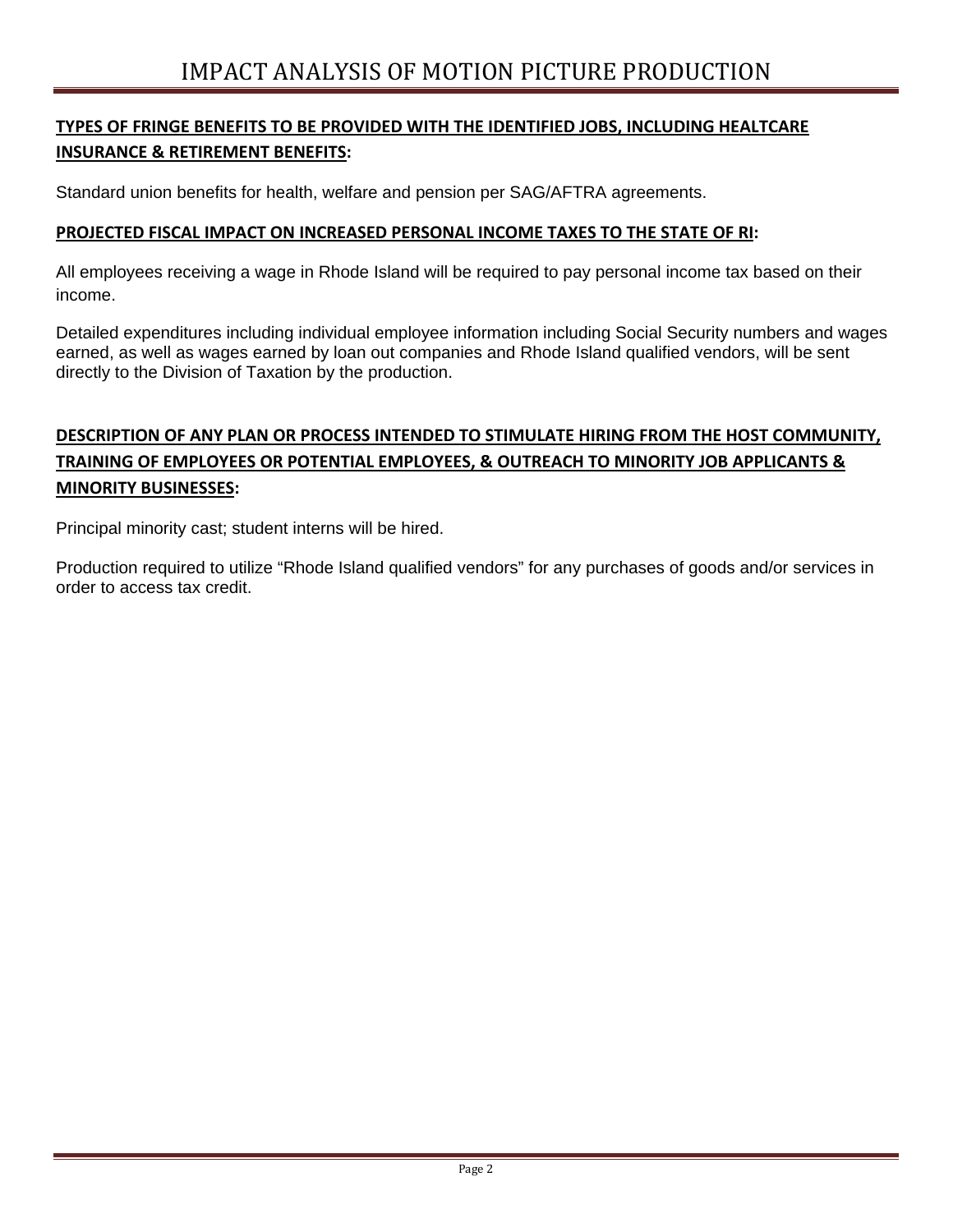# IMPACT ANALYSIS OF MOTION PICTURE PRODUCTION

**TYPES OF FRINGE BENEFITS TO BE PROVIDED WITH THE IDENTIFIED JOBS, INCLUDING HEALTCARE INSURANCE & RETIREMENT BENEFITS:**

Standard union benefits for health, welfare and pension per SAG/AFTRA agreements.

**PROJECTED FISCAL IMPACT ON INCREASED PERSONAL INCOME TAXES TO THE STATE OF RI:**

All employees receiving a wage in Rhode Island will be required to pay personal income tax based on their income.

Detailed expenditures including individual employee information including Social Security numbers and wages earned, as well as wages earned by loan out companies and Rhode Island qualified vendors, will be sent directly to the Division of Taxation by the production.

**DESCRIPTION OF ANY PLAN OR PROCESS INTENDED TO STIMULATE HIRING FROM THE HOST COMMUNITY, TRAINING OF EMPLOYEES OR POTENTIAL EMPLOYEES, & OUTREACH TO MINORITY JOB APPLICANTS & MINORITY BUSINESSES:**

Principal minority cast; student interns will be hired.

Production required to utilize "Rhode Island qualified vendors" for any purchases of goods and/or services in order to access tax credit.